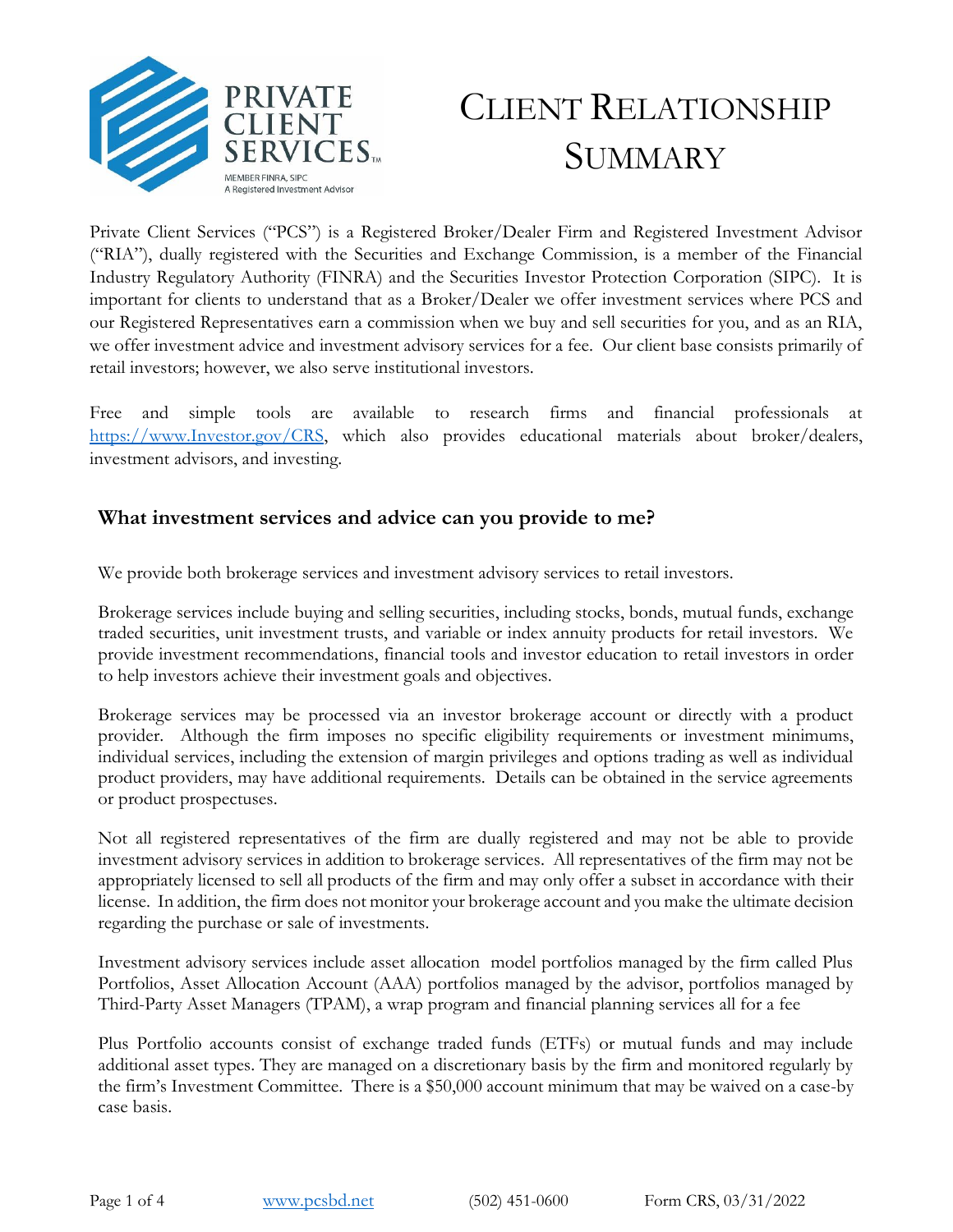# Client Relationship Summary

Private Client Services ("PCS") is a Registered Broker/Dealer Firm and Registered Investment Advisor ("RIA"), dually registered with the Securities and Exchange Commission, is a member of the Financial Industry Regulatory Authority (FINRA) and the Securities Investor Protection Corporation (SIPC). It is important for clients to understand that as a Broker/Dealer we offer investment services where PCS and our Registered Representatives earn a commission when we buy and sell securities for you, and as an RIA, we offer investment advice and investment advisory services for a fee. Our client base consists primarily of retail investors; however, we also serve institutional investors.

Free and simple tools are available to research firms and financial professionals at https://www.Investor.gov/CRS, which also provides educational materials about broker/dealers, investment advisors, and investing.

## What investment services and advice can you provide to me?

We provide both brokerage services and investment advisory services to retail investors.

Brokerage services include buying and selling securities, including stocks, bonds, mutual funds, exchange traded securities, unit investment trusts, and variable or index annuity products for retail investors. We provide investment recommendations, financial tools and investor education to retail investors in order to help investors achieve their investment goals and objectives.

Brokerage services may be processed via an investor brokerage account or directly with a product provider. Although the firm imposes no specific eligibility requirements or investment minimums, individual services, including the extension of margin privileges and options trading as well as individual product providers, may have additional requirements. Details can be obtained in the service agreements or product prospectuses.

Not all registered representatives of the firm are dually registered and may not be able to provide investment advisory services in addition to brokerage services. All representatives of the firm may not be appropriately licensed to sell all products of the firm and may only offer a subset in accordance with their license. In addition, the firm does not monitor your brokerage account and you make the ultimate decision regarding the purchase or sale of investments.

Investment advisory services include asset allocation model portfolios managed by the firm called Plus Portfolios, Asset Allocation Account (AAA) portfolios managed by the advisor, portfolios managed by Third-Party Asset Managers (TPAM), a wrap program and financial planning services all for a fee

Plus Portfolio accounts consist of exchange traded funds (ETFs) or mutual funds and may include additional asset types. They are managed on a discretionary basis by the firm and monitored regularly by the firm's Investment Committee. There is a $50,000 account minimum that may be waived on a case-by case basis.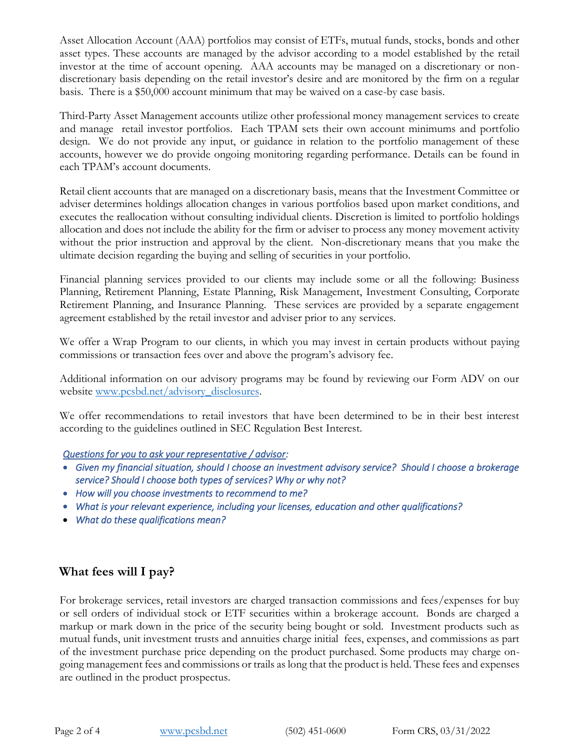Asset Allocation Account (AAA) portfolios may consist of ETFs, mutual funds, stocks, bonds and other asset types. These accounts are managed by the advisor according to a model established by the retail investor at the time of account opening. AAA accounts may be managed on a discretionary or non-discretionary basis depending on the retail investor's desire and are monitored by the firm on a regular basis. There is a $50,000 account minimum that may be waived on a case-by case basis.

Third-Party Asset Management accounts utilize other professional money management services to create and manage retail investor portfolios. Each TPAM sets their own account minimums and portfolio design. We do not provide any input, or guidance in relation to the portfolio management of these accounts, however we do provide ongoing monitoring regarding performance. Details can be found in each TPAM's account documents.

Retail client accounts that are managed on a discretionary basis, means that the Investment Committee or adviser determines holdings allocation changes in various portfolios based upon market conditions, and executes the reallocation without consulting individual clients. Discretion is limited to portfolio holdings allocation and does not include the ability for the firm or adviser to process any money movement activity without the prior instruction and approval by the client. Non-discretionary means that you make the ultimate decision regarding the buying and selling of securities in your portfolio.

Financial planning services provided to our clients may include some or all the following: Business Planning, Retirement Planning, Estate Planning, Risk Management, Investment Consulting, Corporate Retirement Planning, and Insurance Planning. These services are provided by a separate engagement agreement established by the retail investor and adviser prior to any services.

We offer a Wrap Program to our clients, in which you may invest in certain products without paying commissions or transaction fees over and above the program's advisory fee.

Additional information on our advisory programs may be found by reviewing our Form ADV on our website [www.pcsbd.net/advisory_disclosures](www.pcsbd.net/advisory_disclosures).

We offer recommendations to retail investors that have been determined to be in their best interest according to the guidelines outlined in SEC Regulation Best Interest.

*<u>Questions for you to ask your representative / advisor</u>:*

- *Given my financial situation, should I choose an investment advisory service? Should I choose a brokerage service? Should I choose both types of services? Why or why not?*
- *How will you choose investments to recommend to me?*
- *What is your relevant experience, including your licenses, education and other qualifications?*
- *What do these qualifications mean?*

## What fees will I pay?

For brokerage services, retail investors are charged transaction commissions and fees/expenses for buy or sell orders of individual stock or ETF securities within a brokerage account. Bonds are charged a markup or mark down in the price of the security being bought or sold. Investment products such as mutual funds, unit investment trusts and annuities charge initial fees, expenses, and commissions as part of the investment purchase price depending on the product purchased. Some products may charge on-going management fees and commissions or trails as long that the product is held. These fees and expenses are outlined in the product prospectus.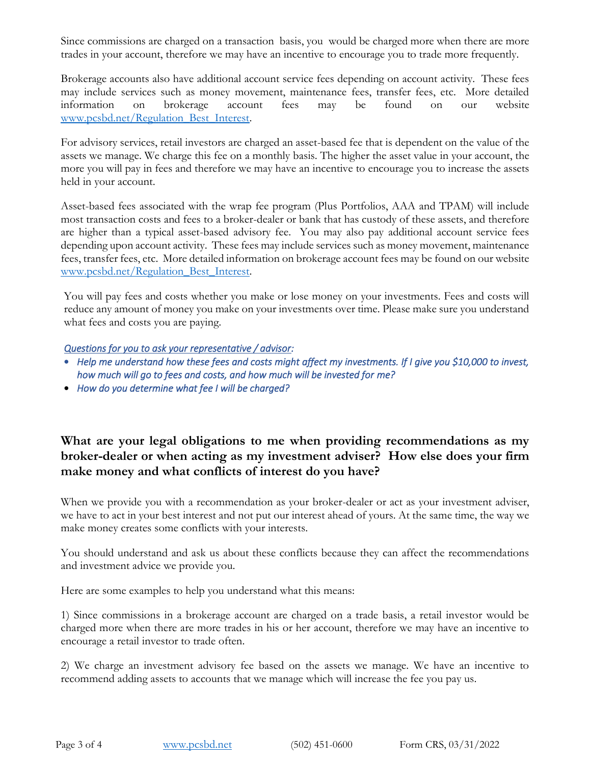Since commissions are charged on a transaction basis, you would be charged more when there are more trades in your account, therefore we may have an incentive to encourage you to trade more frequently.

Brokerage accounts also have additional account service fees depending on account activity. These fees may include services such as money movement, maintenance fees, transfer fees, etc. More detailed information on brokerage account fees may be found on our website [www.pcsbd.net/Regulation_Best_Interest](www.pcsbd.net/Regulation_Best_Interest).

For advisory services, retail investors are charged an asset-based fee that is dependent on the value of the assets we manage. We charge this fee on a monthly basis. The higher the asset value in your account, the more you will pay in fees and therefore we may have an incentive to encourage you to increase the assets held in your account.

Asset-based fees associated with the wrap fee program (Plus Portfolios, AAA and TPAM) will include most transaction costs and fees to a broker-dealer or bank that has custody of these assets, and therefore are higher than a typical asset-based advisory fee. You may also pay additional account service fees depending upon account activity. These fees may include services such as money movement, maintenance fees, transfer fees, etc. More detailed information on brokerage account fees may be found on our website [www.pcsbd.net/Regulation_Best_Interest](www.pcsbd.net/Regulation_Best_Interest).

You will pay fees and costs whether you make or lose money on your investments. Fees and costs will reduce any amount of money you make on your investments over time. Please make sure you understand what fees and costs you are paying.

*Questions for you to ask your representative / advisor:*

- *Help me understand how these fees and costs might affect my investments. If I give you $10,000 to invest, how much will go to fees and costs, and how much will be invested for me?*
- *How do you determine what fee I will be charged?*

## What are your legal obligations to me when providing recommendations as my broker-dealer or when acting as my investment adviser? How else does your firm make money and what conflicts of interest do you have?

When we provide you with a recommendation as your broker-dealer or act as your investment adviser, we have to act in your best interest and not put our interest ahead of yours. At the same time, the way we make money creates some conflicts with your interests.

You should understand and ask us about these conflicts because they can affect the recommendations and investment advice we provide you.

Here are some examples to help you understand what this means:

1) Since commissions in a brokerage account are charged on a trade basis, a retail investor would be charged more when there are more trades in his or her account, therefore we may have an incentive to encourage a retail investor to trade often.

2) We charge an investment advisory fee based on the assets we manage. We have an incentive to recommend adding assets to accounts that we manage which will increase the fee you pay us.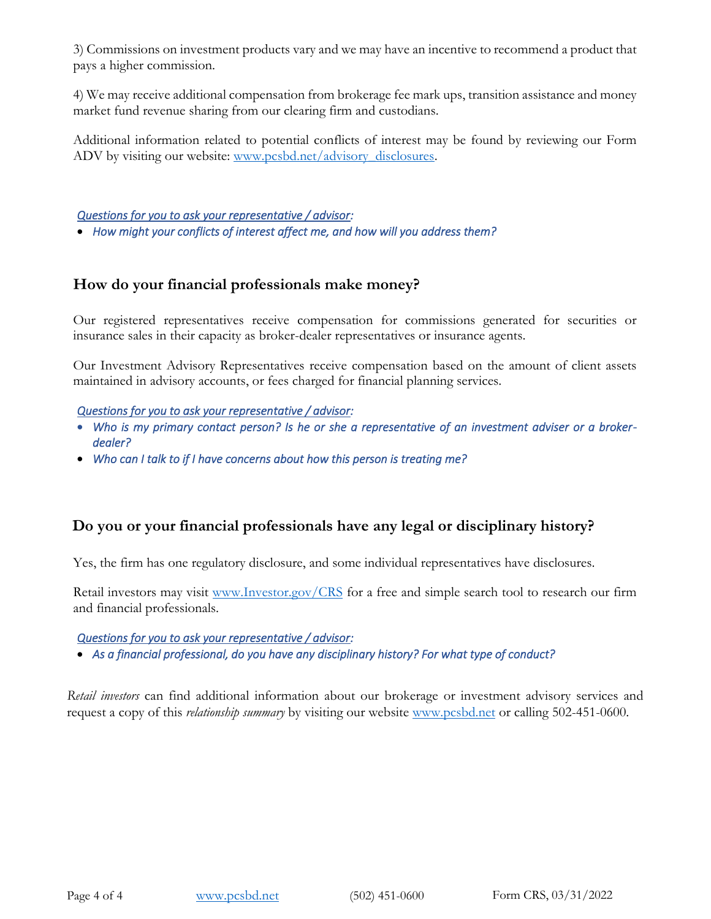3) Commissions on investment products vary and we may have an incentive to recommend a product that pays a higher commission.

4) We may receive additional compensation from brokerage fee mark ups, transition assistance and money market fund revenue sharing from our clearing firm and custodians.

Additional information related to potential conflicts of interest may be found by reviewing our Form ADV by visiting our website: [www.pcsbd.net/advisory_disclosures](www.pcsbd.net/advisory_disclosures).

*Questions for you to ask your representative / advisor:*

- *How might your conflicts of interest affect me, and how will you address them?*

## How do your financial professionals make money?

Our registered representatives receive compensation for commissions generated for securities or insurance sales in their capacity as broker-dealer representatives or insurance agents.

Our Investment Advisory Representatives receive compensation based on the amount of client assets maintained in advisory accounts, or fees charged for financial planning services.

*Questions for you to ask your representative / advisor:*

- *Who is my primary contact person? Is he or she a representative of an investment adviser or a broker-dealer?*
- *Who can I talk to if I have concerns about how this person is treating me?*

## Do you or your financial professionals have any legal or disciplinary history?

Yes, the firm has one regulatory disclosure, and some individual representatives have disclosures.

Retail investors may visit [www.Investor.gov/CRS](www.Investor.gov/CRS) for a free and simple search tool to research our firm and financial professionals.

*Questions for you to ask your representative / advisor:*

- *As a financial professional, do you have any disciplinary history? For what type of conduct?*

*Retail investors* can find additional information about our brokerage or investment advisory services and request a copy of this *relationship summary* by visiting our website [www.pcsbd.net](www.pcsbd.net) or calling 502-451-0600.